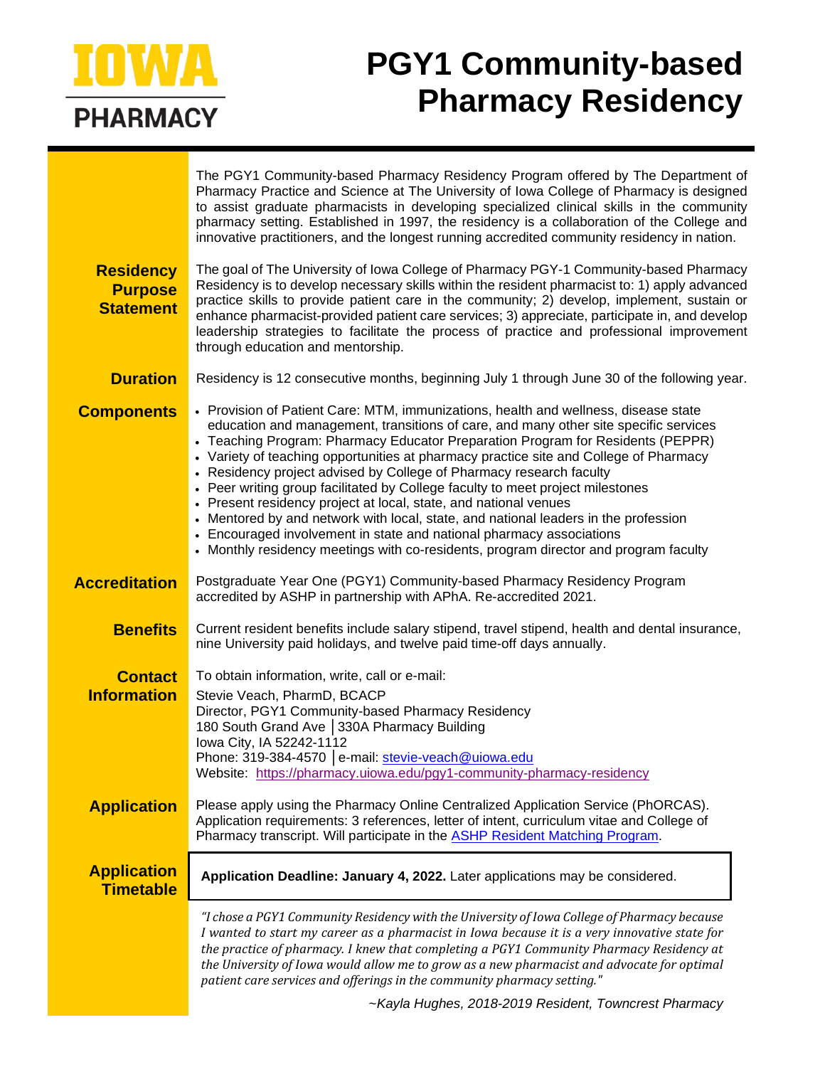IOWA PHARMACY

# PGY1 Community-based Pharmacy Residency

The PGY1 Community-based Pharmacy Residency Program offered by The Department of Pharmacy Practice and Science at The University of Iowa College of Pharmacy is designed to assist graduate pharmacists in developing specialized clinical skills in the community pharmacy setting. Established in 1997, the residency is a collaboration of the College and innovative practitioners, and the longest running accredited community residency in nation.

## Residency Purpose Statement

The goal of The University of Iowa College of Pharmacy PGY-1 Community-based Pharmacy Residency is to develop necessary skills within the resident pharmacist to: 1) apply advanced practice skills to provide patient care in the community; 2) develop, implement, sustain or enhance pharmacist-provided patient care services; 3) appreciate, participate in, and develop leadership strategies to facilitate the process of practice and professional improvement through education and mentorship.

## Duration

Residency is 12 consecutive months, beginning July 1 through June 30 of the following year.

## Components

- Provision of Patient Care: MTM, immunizations, health and wellness, disease state education and management, transitions of care, and many other site specific services
- Teaching Program: Pharmacy Educator Preparation Program for Residents (PEPPR)
- Variety of teaching opportunities at pharmacy practice site and College of Pharmacy
- Residency project advised by College of Pharmacy research faculty
- Peer writing group facilitated by College faculty to meet project milestones
- Present residency project at local, state, and national venues
- Mentored by and network with local, state, and national leaders in the profession
- Encouraged involvement in state and national pharmacy associations
- Monthly residency meetings with co-residents, program director and program faculty

## Accreditation

Postgraduate Year One (PGY1) Community-based Pharmacy Residency Program accredited by ASHP in partnership with APhA. Re-accredited 2021.

## Benefits

Current resident benefits include salary stipend, travel stipend, health and dental insurance, nine University paid holidays, and twelve paid time-off days annually.

## Contact Information

To obtain information, write, call or e-mail:

Stevie Veach, PharmD, BCACP
Director, PGY1 Community-based Pharmacy Residency
180 South Grand Ave │330A Pharmacy Building
Iowa City, IA 52242-1112
Phone: 319-384-4570 │e-mail: stevie-veach@uiowa.edu
Website: https://pharmacy.uiowa.edu/pgy1-community-pharmacy-residency

## Application

Please apply using the Pharmacy Online Centralized Application Service (PhORCAS). Application requirements: 3 references, letter of intent, curriculum vitae and College of Pharmacy transcript. Will participate in the ASHP Resident Matching Program.

## Application Timetable

**Application Deadline: January 4, 2022.** Later applications may be considered.

*"I chose a PGY1 Community Residency with the University of Iowa College of Pharmacy because I wanted to start my career as a pharmacist in Iowa because it is a very innovative state for the practice of pharmacy. I knew that completing a PGY1 Community Pharmacy Residency at the University of Iowa would allow me to grow as a new pharmacist and advocate for optimal patient care services and offerings in the community pharmacy setting."*

*~Kayla Hughes, 2018-2019 Resident, Towncrest Pharmacy*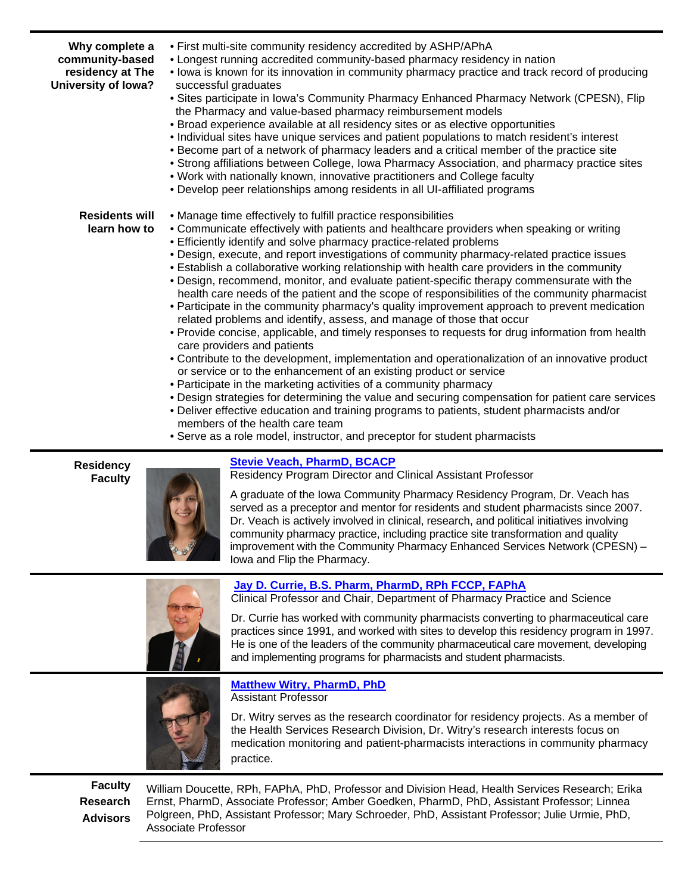**Why complete a community-based residency at The University of Iowa?**

- First multi-site community residency accredited by ASHP/APhA
- Longest running accredited community-based pharmacy residency in nation
- Iowa is known for its innovation in community pharmacy practice and track record of producing successful graduates
- Sites participate in Iowa's Community Pharmacy Enhanced Pharmacy Network (CPESN), Flip the Pharmacy and value-based pharmacy reimbursement models
- Broad experience available at all residency sites or as elective opportunities
- Individual sites have unique services and patient populations to match resident's interest
- Become part of a network of pharmacy leaders and a critical member of the practice site
- Strong affiliations between College, Iowa Pharmacy Association, and pharmacy practice sites
- Work with nationally known, innovative practitioners and College faculty
- Develop peer relationships among residents in all UI-affiliated programs

**Residents will learn how to**

- Manage time effectively to fulfill practice responsibilities
- Communicate effectively with patients and healthcare providers when speaking or writing
- Efficiently identify and solve pharmacy practice-related problems
- Design, execute, and report investigations of community pharmacy-related practice issues
- Establish a collaborative working relationship with health care providers in the community
- Design, recommend, monitor, and evaluate patient-specific therapy commensurate with the health care needs of the patient and the scope of responsibilities of the community pharmacist
- Participate in the community pharmacy's quality improvement approach to prevent medication related problems and identify, assess, and manage of those that occur
- Provide concise, applicable, and timely responses to requests for drug information from health care providers and patients
- Contribute to the development, implementation and operationalization of an innovative product or service or to the enhancement of an existing product or service
- Participate in the marketing activities of a community pharmacy
- Design strategies for determining the value and securing compensation for patient care services
- Deliver effective education and training programs to patients, student pharmacists and/or members of the health care team
- Serve as a role model, instructor, and preceptor for student pharmacists

**Residency Faculty**

**Stevie Veach, PharmD, BCACP**
Residency Program Director and Clinical Assistant Professor

A graduate of the Iowa Community Pharmacy Residency Program, Dr. Veach has served as a preceptor and mentor for residents and student pharmacists since 2007. Dr. Veach is actively involved in clinical, research, and political initiatives involving community pharmacy practice, including practice site transformation and quality improvement with the Community Pharmacy Enhanced Services Network (CPESN) – Iowa and Flip the Pharmacy.

**Jay D. Currie, B.S. Pharm, PharmD, RPh FCCP, FAPhA**
Clinical Professor and Chair, Department of Pharmacy Practice and Science

Dr. Currie has worked with community pharmacists converting to pharmaceutical care practices since 1991, and worked with sites to develop this residency program in 1997. He is one of the leaders of the community pharmaceutical care movement, developing and implementing programs for pharmacists and student pharmacists.

**Matthew Witry, PharmD, PhD**
Assistant Professor

Dr. Witry serves as the research coordinator for residency projects. As a member of the Health Services Research Division, Dr. Witry's research interests focus on medication monitoring and patient-pharmacists interactions in community pharmacy practice.

**Faculty Research Advisors**

William Doucette, RPh, FAPhA, PhD, Professor and Division Head, Health Services Research; Erika Ernst, PharmD, Associate Professor; Amber Goedken, PharmD, PhD, Assistant Professor; Linnea Polgreen, PhD, Assistant Professor; Mary Schroeder, PhD, Assistant Professor; Julie Urmie, PhD, Associate Professor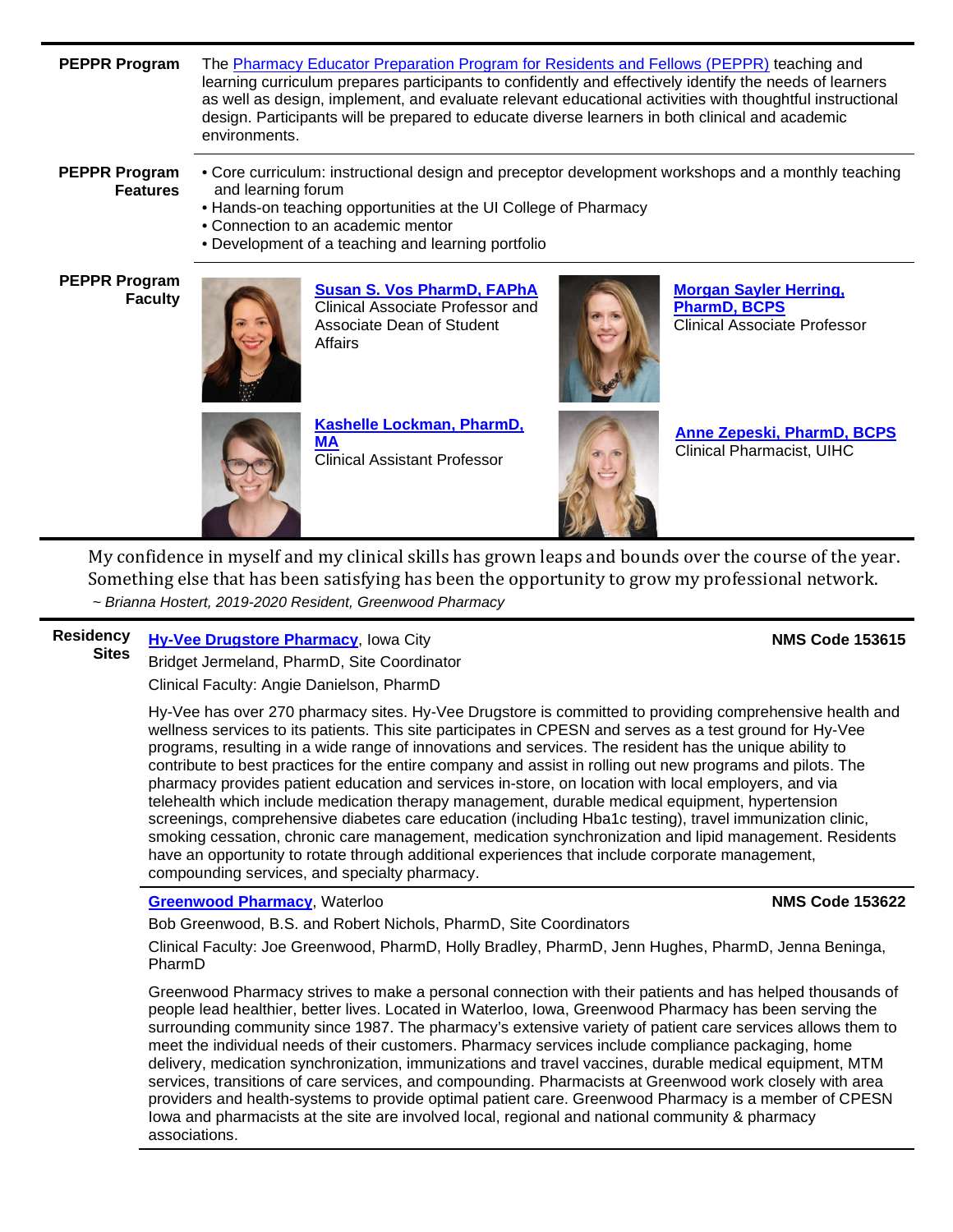**PEPPR Program**

The Pharmacy Educator Preparation Program for Residents and Fellows (PEPPR) teaching and learning curriculum prepares participants to confidently and effectively identify the needs of learners as well as design, implement, and evaluate relevant educational activities with thoughtful instructional design. Participants will be prepared to educate diverse learners in both clinical and academic environments.

**PEPPR Program Features**

- Core curriculum: instructional design and preceptor development workshops and a monthly teaching and learning forum
- Hands-on teaching opportunities at the UI College of Pharmacy
- Connection to an academic mentor
- Development of a teaching and learning portfolio

**PEPPR Program Faculty**

**Susan S. Vos PharmD, FAPhA**
Clinical Associate Professor and Associate Dean of Student Affairs

**Morgan Sayler Herring, PharmD, BCPS**
Clinical Associate Professor

**Kashelle Lockman, PharmD, MA**
Clinical Assistant Professor

**Anne Zepeski, PharmD, BCPS**
Clinical Pharmacist, UIHC

My confidence in myself and my clinical skills has grown leaps and bounds over the course of the year. Something else that has been satisfying has been the opportunity to grow my professional network.
*~ Brianna Hostert, 2019-2020 Resident, Greenwood Pharmacy*

**Residency Sites**

**Hy-Vee Drugstore Pharmacy**, Iowa City — **NMS Code 153615**

Bridget Jermeland, PharmD, Site Coordinator

Clinical Faculty: Angie Danielson, PharmD

Hy-Vee has over 270 pharmacy sites. Hy-Vee Drugstore is committed to providing comprehensive health and wellness services to its patients. This site participates in CPESN and serves as a test ground for Hy-Vee programs, resulting in a wide range of innovations and services. The resident has the unique ability to contribute to best practices for the entire company and assist in rolling out new programs and pilots. The pharmacy provides patient education and services in-store, on location with local employers, and via telehealth which include medication therapy management, durable medical equipment, hypertension screenings, comprehensive diabetes care education (including Hba1c testing), travel immunization clinic, smoking cessation, chronic care management, medication synchronization and lipid management. Residents have an opportunity to rotate through additional experiences that include corporate management, compounding services, and specialty pharmacy.

**Greenwood Pharmacy**, Waterloo — **NMS Code 153622**

Bob Greenwood, B.S. and Robert Nichols, PharmD, Site Coordinators

Clinical Faculty: Joe Greenwood, PharmD, Holly Bradley, PharmD, Jenn Hughes, PharmD, Jenna Beninga, PharmD

Greenwood Pharmacy strives to make a personal connection with their patients and has helped thousands of people lead healthier, better lives. Located in Waterloo, Iowa, Greenwood Pharmacy has been serving the surrounding community since 1987. The pharmacy's extensive variety of patient care services allows them to meet the individual needs of their customers. Pharmacy services include compliance packaging, home delivery, medication synchronization, immunizations and travel vaccines, durable medical equipment, MTM services, transitions of care services, and compounding. Pharmacists at Greenwood work closely with area providers and health-systems to provide optimal patient care. Greenwood Pharmacy is a member of CPESN Iowa and pharmacists at the site are involved local, regional and national community & pharmacy associations.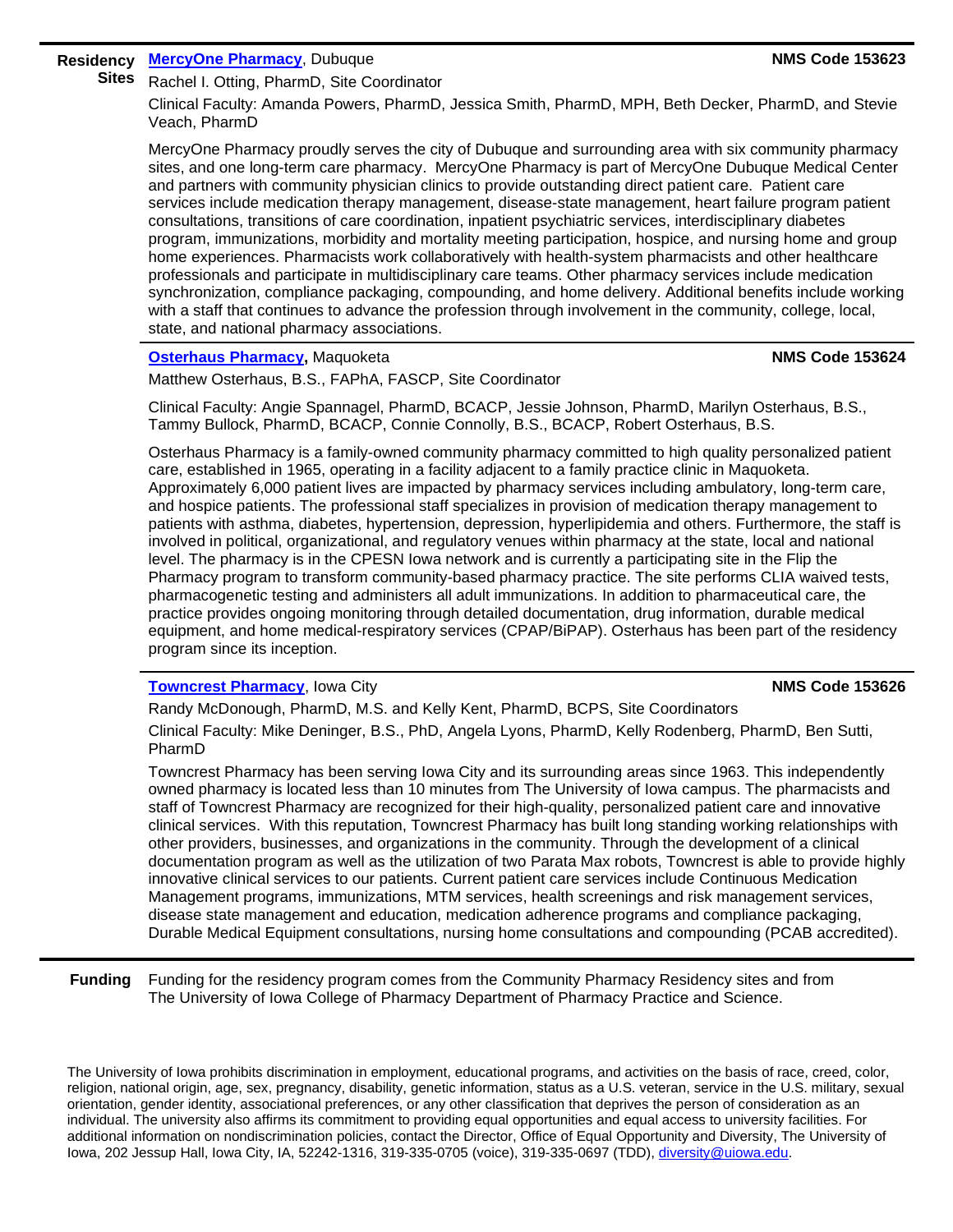## Residency Sites

**MercyOne Pharmacy**, Dubuque — **NMS Code 153623**

Rachel I. Otting, PharmD, Site Coordinator

Clinical Faculty: Amanda Powers, PharmD, Jessica Smith, PharmD, MPH, Beth Decker, PharmD, and Stevie Veach, PharmD

MercyOne Pharmacy proudly serves the city of Dubuque and surrounding area with six community pharmacy sites, and one long-term care pharmacy. MercyOne Pharmacy is part of MercyOne Dubuque Medical Center and partners with community physician clinics to provide outstanding direct patient care. Patient care services include medication therapy management, disease-state management, heart failure program patient consultations, transitions of care coordination, inpatient psychiatric services, interdisciplinary diabetes program, immunizations, morbidity and mortality meeting participation, hospice, and nursing home and group home experiences. Pharmacists work collaboratively with health-system pharmacists and other healthcare professionals and participate in multidisciplinary care teams. Other pharmacy services include medication synchronization, compliance packaging, compounding, and home delivery. Additional benefits include working with a staff that continues to advance the profession through involvement in the community, college, local, state, and national pharmacy associations.

**Osterhaus Pharmacy,** Maquoketa — **NMS Code 153624**

Matthew Osterhaus, B.S., FAPhA, FASCP, Site Coordinator

Clinical Faculty: Angie Spannagel, PharmD, BCACP, Jessie Johnson, PharmD, Marilyn Osterhaus, B.S., Tammy Bullock, PharmD, BCACP, Connie Connolly, B.S., BCACP, Robert Osterhaus, B.S.

Osterhaus Pharmacy is a family-owned community pharmacy committed to high quality personalized patient care, established in 1965, operating in a facility adjacent to a family practice clinic in Maquoketa. Approximately 6,000 patient lives are impacted by pharmacy services including ambulatory, long-term care, and hospice patients. The professional staff specializes in provision of medication therapy management to patients with asthma, diabetes, hypertension, depression, hyperlipidemia and others. Furthermore, the staff is involved in political, organizational, and regulatory venues within pharmacy at the state, local and national level. The pharmacy is in the CPESN Iowa network and is currently a participating site in the Flip the Pharmacy program to transform community-based pharmacy practice. The site performs CLIA waived tests, pharmacogenetic testing and administers all adult immunizations. In addition to pharmaceutical care, the practice provides ongoing monitoring through detailed documentation, drug information, durable medical equipment, and home medical-respiratory services (CPAP/BiPAP). Osterhaus has been part of the residency program since its inception.

**Towncrest Pharmacy**, Iowa City — **NMS Code 153626**

Randy McDonough, PharmD, M.S. and Kelly Kent, PharmD, BCPS, Site Coordinators

Clinical Faculty: Mike Deninger, B.S., PhD, Angela Lyons, PharmD, Kelly Rodenberg, PharmD, Ben Sutti, PharmD

Towncrest Pharmacy has been serving Iowa City and its surrounding areas since 1963. This independently owned pharmacy is located less than 10 minutes from The University of Iowa campus. The pharmacists and staff of Towncrest Pharmacy are recognized for their high-quality, personalized patient care and innovative clinical services. With this reputation, Towncrest Pharmacy has built long standing working relationships with other providers, businesses, and organizations in the community. Through the development of a clinical documentation program as well as the utilization of two Parata Max robots, Towncrest is able to provide highly innovative clinical services to our patients. Current patient care services include Continuous Medication Management programs, immunizations, MTM services, health screenings and risk management services, disease state management and education, medication adherence programs and compliance packaging, Durable Medical Equipment consultations, nursing home consultations and compounding (PCAB accredited).

## Funding

Funding for the residency program comes from the Community Pharmacy Residency sites and from The University of Iowa College of Pharmacy Department of Pharmacy Practice and Science.

The University of Iowa prohibits discrimination in employment, educational programs, and activities on the basis of race, creed, color, religion, national origin, age, sex, pregnancy, disability, genetic information, status as a U.S. veteran, service in the U.S. military, sexual orientation, gender identity, associational preferences, or any other classification that deprives the person of consideration as an individual. The university also affirms its commitment to providing equal opportunities and equal access to university facilities. For additional information on nondiscrimination policies, contact the Director, Office of Equal Opportunity and Diversity, The University of Iowa, 202 Jessup Hall, Iowa City, IA, 52242-1316, 319-335-0705 (voice), 319-335-0697 (TDD), diversity@uiowa.edu.